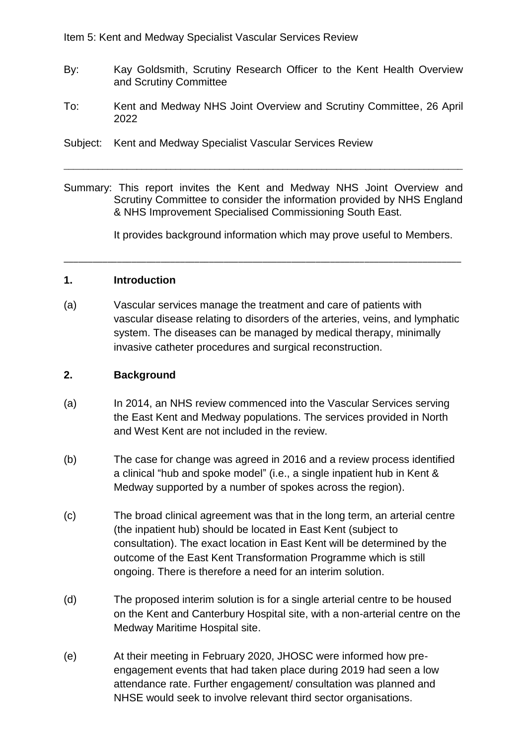Item 5: Kent and Medway Specialist Vascular Services Review

By: Kay Goldsmith, Scrutiny Research Officer to the Kent Health Overview and Scrutiny Committee

To: Kent and Medway NHS Joint Overview and Scrutiny Committee, 26 April 2022

Subject: Kent and Medway Specialist Vascular Services Review

---

Summary: This report invites the Kent and Medway NHS Joint Overview and Scrutiny Committee to consider the information provided by NHS England & NHS Improvement Specialised Commissioning South East.

It provides background information which may prove useful to Members.

---

## 1. Introduction

(a) Vascular services manage the treatment and care of patients with vascular disease relating to disorders of the arteries, veins, and lymphatic system. The diseases can be managed by medical therapy, minimally invasive catheter procedures and surgical reconstruction.

## 2. Background

(a) In 2014, an NHS review commenced into the Vascular Services serving the East Kent and Medway populations. The services provided in North and West Kent are not included in the review.

(b) The case for change was agreed in 2016 and a review process identified a clinical "hub and spoke model" (i.e., a single inpatient hub in Kent & Medway supported by a number of spokes across the region).

(c) The broad clinical agreement was that in the long term, an arterial centre (the inpatient hub) should be located in East Kent (subject to consultation). The exact location in East Kent will be determined by the outcome of the East Kent Transformation Programme which is still ongoing. There is therefore a need for an interim solution.

(d) The proposed interim solution is for a single arterial centre to be housed on the Kent and Canterbury Hospital site, with a non-arterial centre on the Medway Maritime Hospital site.

(e) At their meeting in February 2020, JHOSC were informed how pre-engagement events that had taken place during 2019 had seen a low attendance rate. Further engagement/ consultation was planned and NHSE would seek to involve relevant third sector organisations.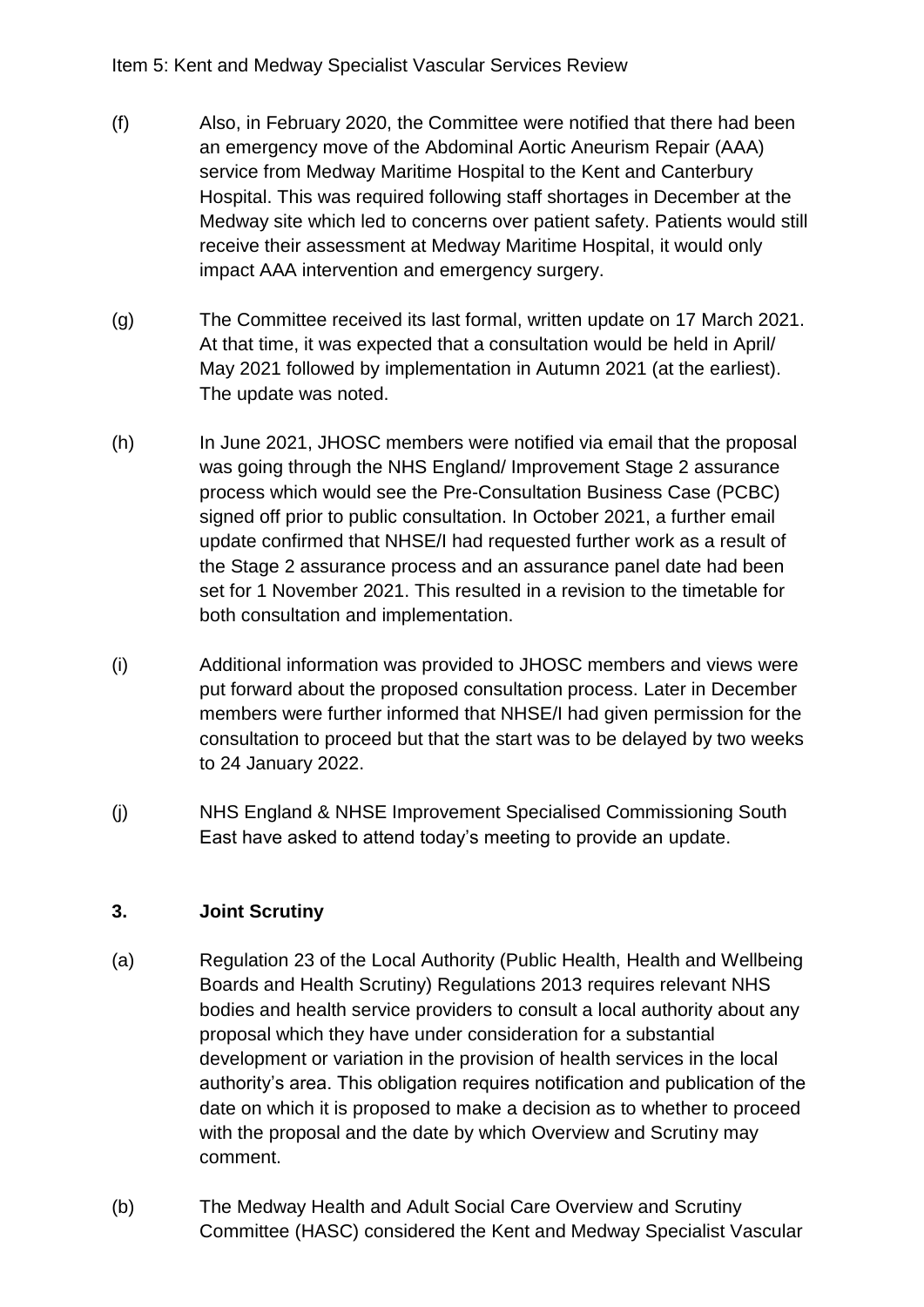(f) Also, in February 2020, the Committee were notified that there had been an emergency move of the Abdominal Aortic Aneurism Repair (AAA) service from Medway Maritime Hospital to the Kent and Canterbury Hospital. This was required following staff shortages in December at the Medway site which led to concerns over patient safety. Patients would still receive their assessment at Medway Maritime Hospital, it would only impact AAA intervention and emergency surgery.

(g) The Committee received its last formal, written update on 17 March 2021. At that time, it was expected that a consultation would be held in April/ May 2021 followed by implementation in Autumn 2021 (at the earliest). The update was noted.

(h) In June 2021, JHOSC members were notified via email that the proposal was going through the NHS England/ Improvement Stage 2 assurance process which would see the Pre-Consultation Business Case (PCBC) signed off prior to public consultation. In October 2021, a further email update confirmed that NHSE/I had requested further work as a result of the Stage 2 assurance process and an assurance panel date had been set for 1 November 2021. This resulted in a revision to the timetable for both consultation and implementation.

(i) Additional information was provided to JHOSC members and views were put forward about the proposed consultation process. Later in December members were further informed that NHSE/I had given permission for the consultation to proceed but that the start was to be delayed by two weeks to 24 January 2022.

(j) NHS England & NHSE Improvement Specialised Commissioning South East have asked to attend today's meeting to provide an update.

## 3. Joint Scrutiny

(a) Regulation 23 of the Local Authority (Public Health, Health and Wellbeing Boards and Health Scrutiny) Regulations 2013 requires relevant NHS bodies and health service providers to consult a local authority about any proposal which they have under consideration for a substantial development or variation in the provision of health services in the local authority's area. This obligation requires notification and publication of the date on which it is proposed to make a decision as to whether to proceed with the proposal and the date by which Overview and Scrutiny may comment.

(b) The Medway Health and Adult Social Care Overview and Scrutiny Committee (HASC) considered the Kent and Medway Specialist Vascular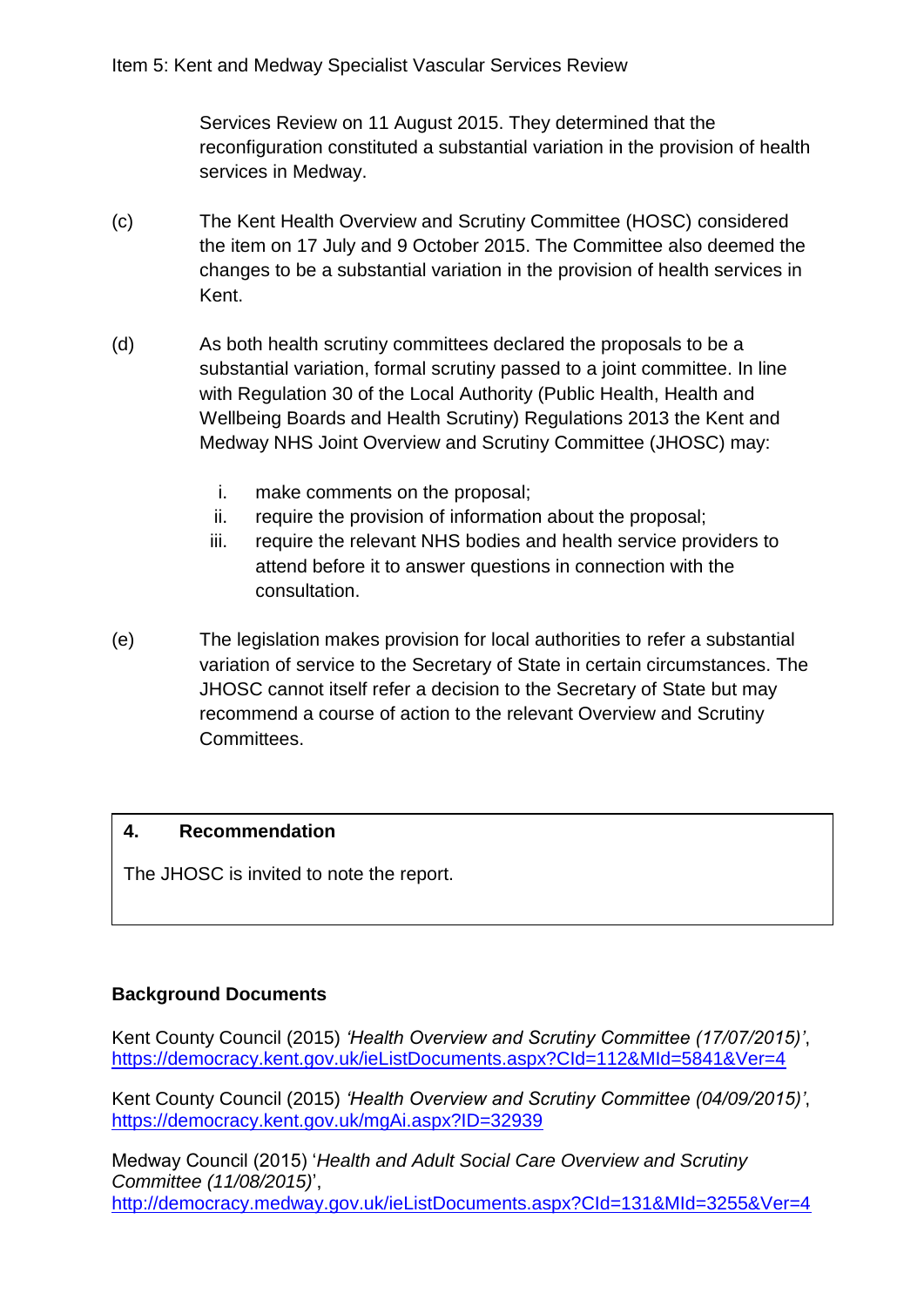Services Review on 11 August 2015. They determined that the reconfiguration constituted a substantial variation in the provision of health services in Medway.

(c) The Kent Health Overview and Scrutiny Committee (HOSC) considered the item on 17 July and 9 October 2015. The Committee also deemed the changes to be a substantial variation in the provision of health services in Kent.

(d) As both health scrutiny committees declared the proposals to be a substantial variation, formal scrutiny passed to a joint committee. In line with Regulation 30 of the Local Authority (Public Health, Health and Wellbeing Boards and Health Scrutiny) Regulations 2013 the Kent and Medway NHS Joint Overview and Scrutiny Committee (JHOSC) may:

   i. make comments on the proposal;
   ii. require the provision of information about the proposal;
   iii. require the relevant NHS bodies and health service providers to attend before it to answer questions in connection with the consultation.

(e) The legislation makes provision for local authorities to refer a substantial variation of service to the Secretary of State in certain circumstances. The JHOSC cannot itself refer a decision to the Secretary of State but may recommend a course of action to the relevant Overview and Scrutiny Committees.

## 4. Recommendation

The JHOSC is invited to note the report.

**Background Documents**

Kent County Council (2015) *'Health Overview and Scrutiny Committee (17/07/2015)'*, https://democracy.kent.gov.uk/ieListDocuments.aspx?CId=112&MId=5841&Ver=4

Kent County Council (2015) *'Health Overview and Scrutiny Committee (04/09/2015)'*, https://democracy.kent.gov.uk/mgAi.aspx?ID=32939

Medway Council (2015) '*Health and Adult Social Care Overview and Scrutiny Committee (11/08/2015)*', http://democracy.medway.gov.uk/ieListDocuments.aspx?CId=131&MId=3255&Ver=4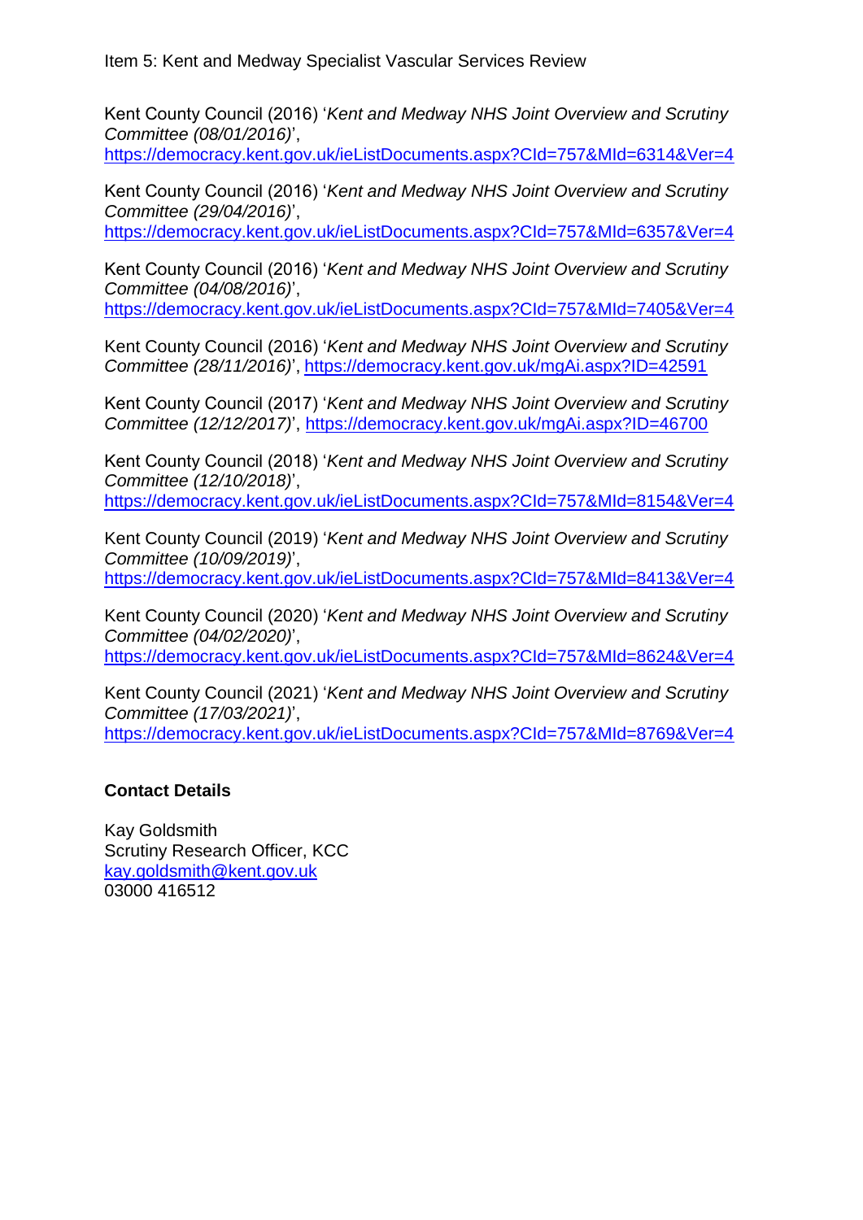Kent County Council (2016) '*Kent and Medway NHS Joint Overview and Scrutiny Committee (08/01/2016)*', https://democracy.kent.gov.uk/ieListDocuments.aspx?CId=757&MId=6314&Ver=4

Kent County Council (2016) '*Kent and Medway NHS Joint Overview and Scrutiny Committee (29/04/2016)*', https://democracy.kent.gov.uk/ieListDocuments.aspx?CId=757&MId=6357&Ver=4

Kent County Council (2016) '*Kent and Medway NHS Joint Overview and Scrutiny Committee (04/08/2016)*', https://democracy.kent.gov.uk/ieListDocuments.aspx?CId=757&MId=7405&Ver=4

Kent County Council (2016) '*Kent and Medway NHS Joint Overview and Scrutiny Committee (28/11/2016)*', https://democracy.kent.gov.uk/mgAi.aspx?ID=42591

Kent County Council (2017) '*Kent and Medway NHS Joint Overview and Scrutiny Committee (12/12/2017)*', https://democracy.kent.gov.uk/mgAi.aspx?ID=46700

Kent County Council (2018) '*Kent and Medway NHS Joint Overview and Scrutiny Committee (12/10/2018)*', https://democracy.kent.gov.uk/ieListDocuments.aspx?CId=757&MId=8154&Ver=4

Kent County Council (2019) '*Kent and Medway NHS Joint Overview and Scrutiny Committee (10/09/2019)*', https://democracy.kent.gov.uk/ieListDocuments.aspx?CId=757&MId=8413&Ver=4

Kent County Council (2020) '*Kent and Medway NHS Joint Overview and Scrutiny Committee (04/02/2020)*', https://democracy.kent.gov.uk/ieListDocuments.aspx?CId=757&MId=8624&Ver=4

Kent County Council (2021) '*Kent and Medway NHS Joint Overview and Scrutiny Committee (17/03/2021)*', https://democracy.kent.gov.uk/ieListDocuments.aspx?CId=757&MId=8769&Ver=4

**Contact Details**

Kay Goldsmith
Scrutiny Research Officer, KCC
kay.goldsmith@kent.gov.uk
03000 416512